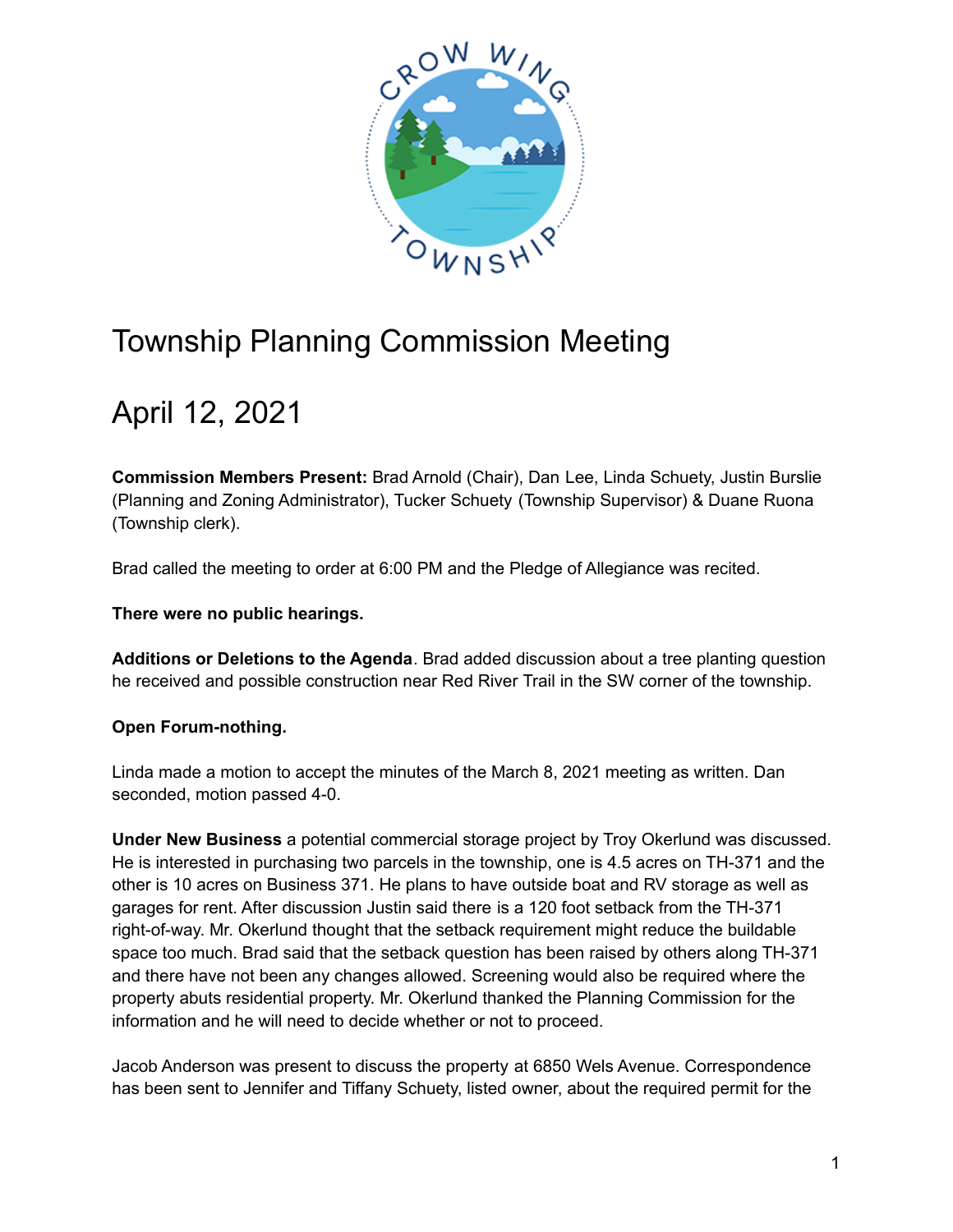# Township Planning Commission Meeting

# April 12, 2021

**Commission Members Present:** Brad Arnold (Chair), Dan Lee, Linda Schuety, Justin Burslie (Planning and Zoning Administrator), Tucker Schuety (Township Supervisor) & Duane Ruona (Township clerk).

Brad called the meeting to order at 6:00 PM and the Pledge of Allegiance was recited.

**There were no public hearings.**

**Additions or Deletions to the Agenda**. Brad added discussion about a tree planting question he received and possible construction near Red River Trail in the SW corner of the township.

**Open Forum-nothing.**

Linda made a motion to accept the minutes of the March 8, 2021 meeting as written. Dan seconded, motion passed 4-0.

**Under New Business** a potential commercial storage project by Troy Okerlund was discussed. He is interested in purchasing two parcels in the township, one is 4.5 acres on TH-371 and the other is 10 acres on Business 371. He plans to have outside boat and RV storage as well as garages for rent. After discussion Justin said there is a 120 foot setback from the TH-371 right-of-way. Mr. Okerlund thought that the setback requirement might reduce the buildable space too much. Brad said that the setback question has been raised by others along TH-371 and there have not been any changes allowed. Screening would also be required where the property abuts residential property. Mr. Okerlund thanked the Planning Commission for the information and he will need to decide whether or not to proceed.

Jacob Anderson was present to discuss the property at 6850 Wels Avenue. Correspondence has been sent to Jennifer and Tiffany Schuety, listed owner, about the required permit for the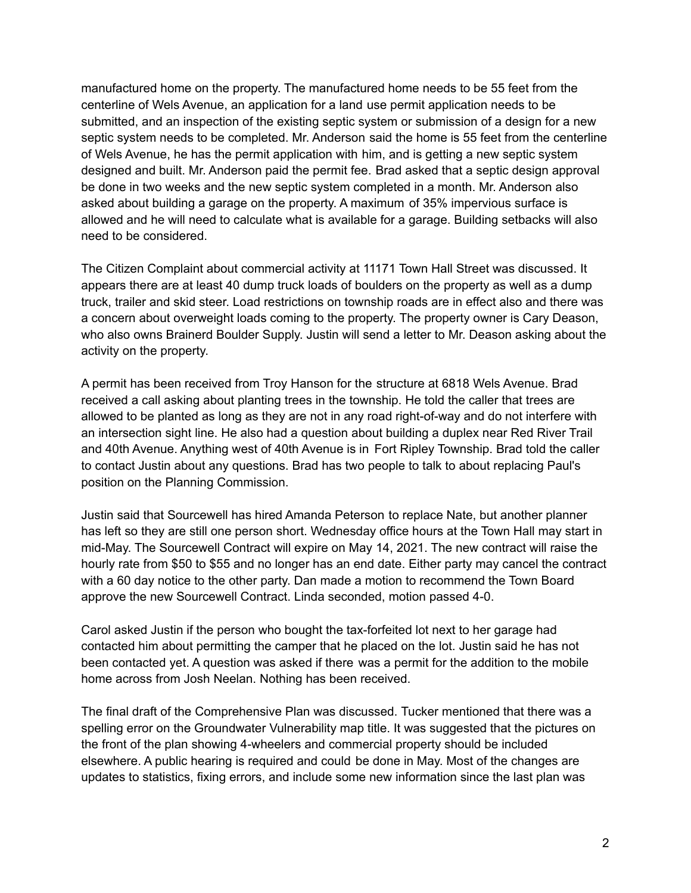manufactured home on the property. The manufactured home needs to be 55 feet from the centerline of Wels Avenue, an application for a land use permit application needs to be submitted, and an inspection of the existing septic system or submission of a design for a new septic system needs to be completed. Mr. Anderson said the home is 55 feet from the centerline of Wels Avenue, he has the permit application with him, and is getting a new septic system designed and built. Mr. Anderson paid the permit fee. Brad asked that a septic design approval be done in two weeks and the new septic system completed in a month. Mr. Anderson also asked about building a garage on the property. A maximum of 35% impervious surface is allowed and he will need to calculate what is available for a garage. Building setbacks will also need to be considered.

The Citizen Complaint about commercial activity at 11171 Town Hall Street was discussed. It appears there are at least 40 dump truck loads of boulders on the property as well as a dump truck, trailer and skid steer. Load restrictions on township roads are in effect also and there was a concern about overweight loads coming to the property. The property owner is Cary Deason, who also owns Brainerd Boulder Supply. Justin will send a letter to Mr. Deason asking about the activity on the property.

A permit has been received from Troy Hanson for the structure at 6818 Wels Avenue. Brad received a call asking about planting trees in the township. He told the caller that trees are allowed to be planted as long as they are not in any road right-of-way and do not interfere with an intersection sight line. He also had a question about building a duplex near Red River Trail and 40th Avenue. Anything west of 40th Avenue is in Fort Ripley Township. Brad told the caller to contact Justin about any questions. Brad has two people to talk to about replacing Paul's position on the Planning Commission.

Justin said that Sourcewell has hired Amanda Peterson to replace Nate, but another planner has left so they are still one person short. Wednesday office hours at the Town Hall may start in mid-May. The Sourcewell Contract will expire on May 14, 2021. The new contract will raise the hourly rate from $50 to $55 and no longer has an end date. Either party may cancel the contract with a 60 day notice to the other party. Dan made a motion to recommend the Town Board approve the new Sourcewell Contract. Linda seconded, motion passed 4-0.

Carol asked Justin if the person who bought the tax-forfeited lot next to her garage had contacted him about permitting the camper that he placed on the lot. Justin said he has not been contacted yet. A question was asked if there was a permit for the addition to the mobile home across from Josh Neelan. Nothing has been received.

The final draft of the Comprehensive Plan was discussed. Tucker mentioned that there was a spelling error on the Groundwater Vulnerability map title. It was suggested that the pictures on the front of the plan showing 4-wheelers and commercial property should be included elsewhere. A public hearing is required and could be done in May. Most of the changes are updates to statistics, fixing errors, and include some new information since the last plan was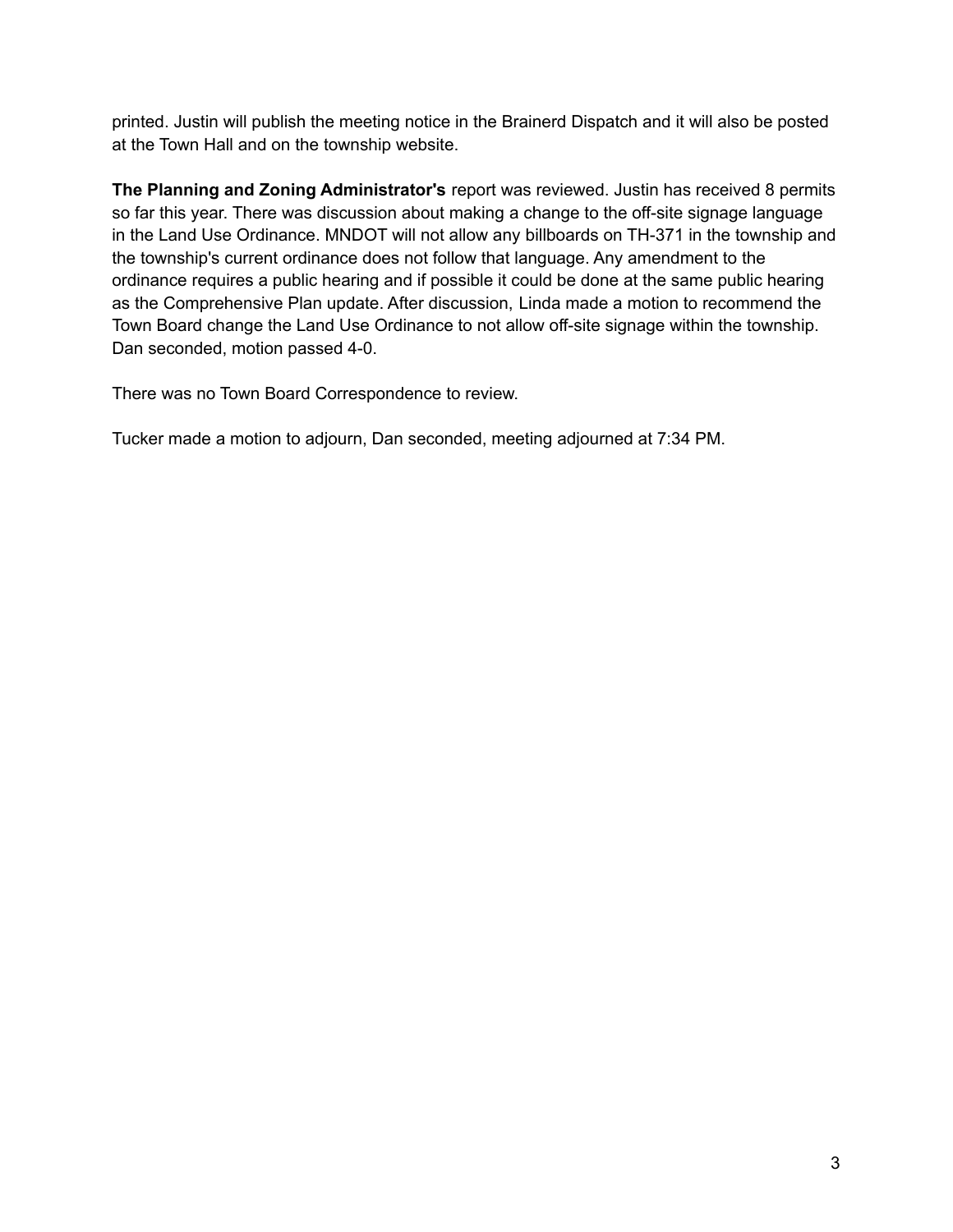printed. Justin will publish the meeting notice in the Brainerd Dispatch and it will also be posted at the Town Hall and on the township website.

**The Planning and Zoning Administrator's** report was reviewed. Justin has received 8 permits so far this year. There was discussion about making a change to the off-site signage language in the Land Use Ordinance. MNDOT will not allow any billboards on TH-371 in the township and the township's current ordinance does not follow that language. Any amendment to the ordinance requires a public hearing and if possible it could be done at the same public hearing as the Comprehensive Plan update. After discussion, Linda made a motion to recommend the Town Board change the Land Use Ordinance to not allow off-site signage within the township. Dan seconded, motion passed 4-0.

There was no Town Board Correspondence to review.

Tucker made a motion to adjourn, Dan seconded, meeting adjourned at 7:34 PM.